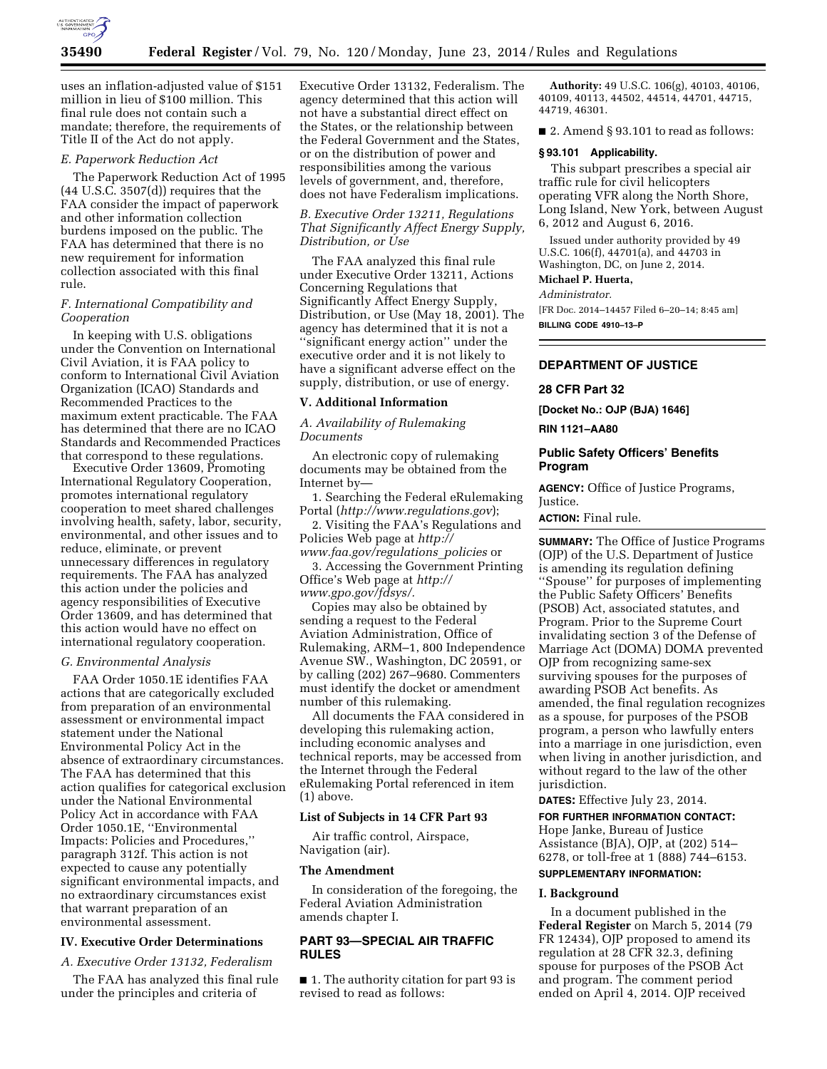uses an inflation-adjusted value of $151 million in lieu of $100 million. This final rule does not contain such a mandate; therefore, the requirements of Title II of the Act do not apply.

*E. Paperwork Reduction Act*

The Paperwork Reduction Act of 1995 (44 U.S.C. 3507(d)) requires that the FAA consider the impact of paperwork and other information collection burdens imposed on the public. The FAA has determined that there is no new requirement for information collection associated with this final rule.

*F. International Compatibility and Cooperation*

In keeping with U.S. obligations under the Convention on International Civil Aviation, it is FAA policy to conform to International Civil Aviation Organization (ICAO) Standards and Recommended Practices to the maximum extent practicable. The FAA has determined that there are no ICAO Standards and Recommended Practices that correspond to these regulations.

Executive Order 13609, Promoting International Regulatory Cooperation, promotes international regulatory cooperation to meet shared challenges involving health, safety, labor, security, environmental, and other issues and to reduce, eliminate, or prevent unnecessary differences in regulatory requirements. The FAA has analyzed this action under the policies and agency responsibilities of Executive Order 13609, and has determined that this action would have no effect on international regulatory cooperation.

*G. Environmental Analysis*

FAA Order 1050.1E identifies FAA actions that are categorically excluded from preparation of an environmental assessment or environmental impact statement under the National Environmental Policy Act in the absence of extraordinary circumstances. The FAA has determined that this action qualifies for categorical exclusion under the National Environmental Policy Act in accordance with FAA Order 1050.1E, ''Environmental Impacts: Policies and Procedures,'' paragraph 312f. This action is not expected to cause any potentially significant environmental impacts, and no extraordinary circumstances exist that warrant preparation of an environmental assessment.

## IV. Executive Order Determinations

*A. Executive Order 13132, Federalism*

The FAA has analyzed this final rule under the principles and criteria of Executive Order 13132, Federalism. The agency determined that this action will not have a substantial direct effect on the States, or the relationship between the Federal Government and the States, or on the distribution of power and responsibilities among the various levels of government, and, therefore, does not have Federalism implications.

*B. Executive Order 13211, Regulations That Significantly Affect Energy Supply, Distribution, or Use*

The FAA analyzed this final rule under Executive Order 13211, Actions Concerning Regulations that Significantly Affect Energy Supply, Distribution, or Use (May 18, 2001). The agency has determined that it is not a ''significant energy action'' under the executive order and it is not likely to have a significant adverse effect on the supply, distribution, or use of energy.

## V. Additional Information

*A. Availability of Rulemaking Documents*

An electronic copy of rulemaking documents may be obtained from the Internet by—

1. Searching the Federal eRulemaking Portal (*http://www.regulations.gov*);
2. Visiting the FAA's Regulations and Policies Web page at *http://www.faa.gov/regulations_policies* or
3. Accessing the Government Printing Office's Web page at *http://www.gpo.gov/fdsys/*.

Copies may also be obtained by sending a request to the Federal Aviation Administration, Office of Rulemaking, ARM–1, 800 Independence Avenue SW., Washington, DC 20591, or by calling (202) 267–9680. Commenters must identify the docket or amendment number of this rulemaking.

All documents the FAA considered in developing this rulemaking action, including economic analyses and technical reports, may be accessed from the Internet through the Federal eRulemaking Portal referenced in item (1) above.

### List of Subjects in 14 CFR Part 93

Air traffic control, Airspace, Navigation (air).

### The Amendment

In consideration of the foregoing, the Federal Aviation Administration amends chapter I.

## PART 93—SPECIAL AIR TRAFFIC RULES

■ 1. The authority citation for part 93 is revised to read as follows:

**Authority:** 49 U.S.C. 106(g), 40103, 40106, 40109, 40113, 44502, 44514, 44701, 44715, 44719, 46301.

■ 2. Amend § 93.101 to read as follows:

**§ 93.101 Applicability.**

This subpart prescribes a special air traffic rule for civil helicopters operating VFR along the North Shore, Long Island, New York, between August 6, 2012 and August 6, 2016.

Issued under authority provided by 49 U.S.C. 106(f), 44701(a), and 44703 in Washington, DC, on June 2, 2014.

**Michael P. Huerta,**

*Administrator.*

[FR Doc. 2014–14457 Filed 6–20–14; 8:45 am]

**BILLING CODE 4910–13–P**

---

## DEPARTMENT OF JUSTICE

### 28 CFR Part 32

**[Docket No.: OJP (BJA) 1646]**

**RIN 1121–AA80**

### Public Safety Officers' Benefits Program

**AGENCY:** Office of Justice Programs, Justice.

**ACTION:** Final rule.

**SUMMARY:** The Office of Justice Programs (OJP) of the U.S. Department of Justice is amending its regulation defining ''Spouse'' for purposes of implementing the Public Safety Officers' Benefits (PSOB) Act, associated statutes, and Program. Prior to the Supreme Court invalidating section 3 of the Defense of Marriage Act (DOMA) DOMA prevented OJP from recognizing same-sex surviving spouses for the purposes of awarding PSOB Act benefits. As amended, the final regulation recognizes as a spouse, for purposes of the PSOB program, a person who lawfully enters into a marriage in one jurisdiction, even when living in another jurisdiction, and without regard to the law of the other jurisdiction.

**DATES:** Effective July 23, 2014.

**FOR FURTHER INFORMATION CONTACT:** Hope Janke, Bureau of Justice Assistance (BJA), OJP, at (202) 514–6278, or toll-free at 1 (888) 744–6153.

**SUPPLEMENTARY INFORMATION:**

## I. Background

In a document published in the **Federal Register** on March 5, 2014 (79 FR 12434), OJP proposed to amend its regulation at 28 CFR 32.3, defining spouse for purposes of the PSOB Act and program. The comment period ended on April 4, 2014. OJP received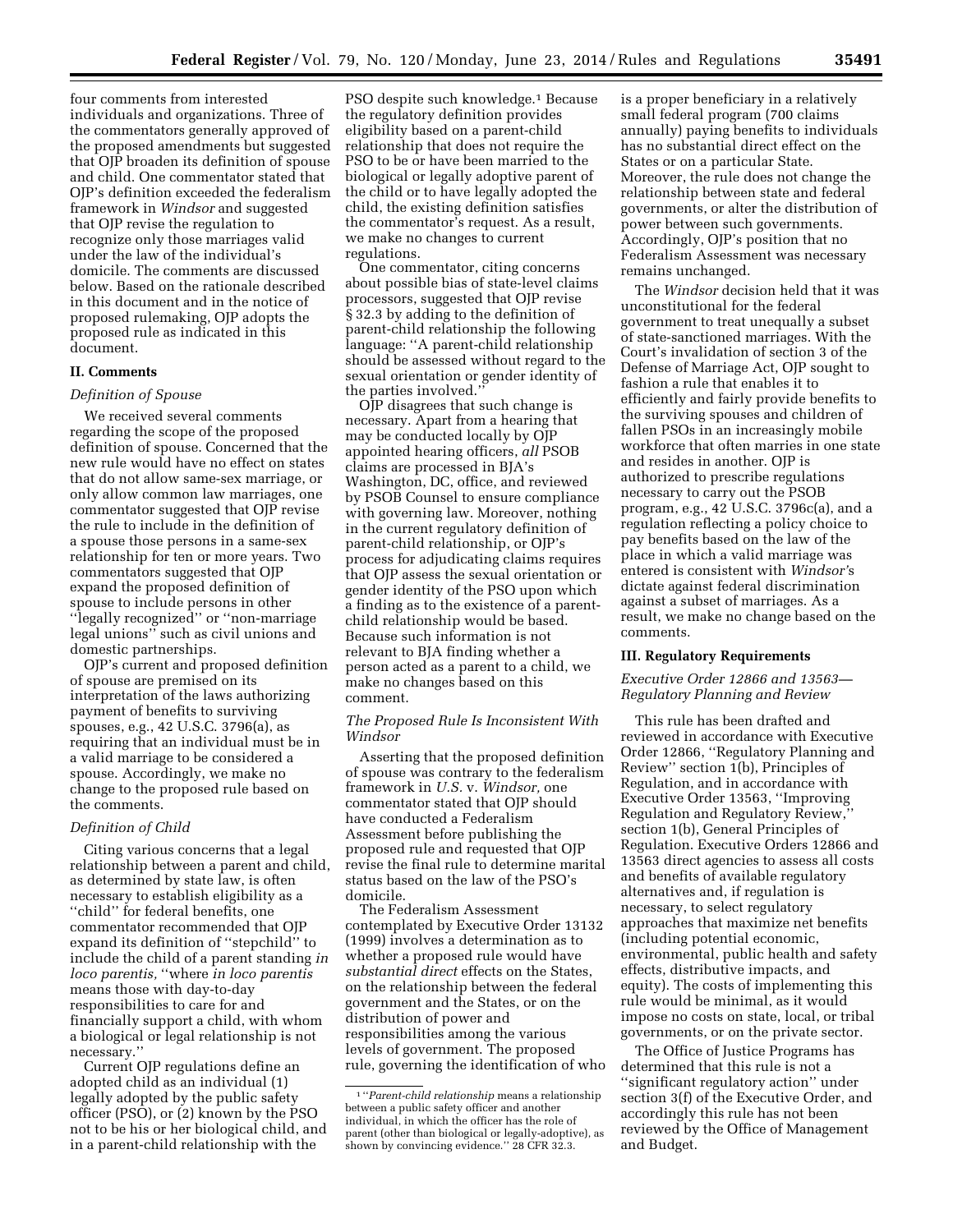four comments from interested individuals and organizations. Three of the commentators generally approved of the proposed amendments but suggested that OJP broaden its definition of spouse and child. One commentator stated that OJP's definition exceeded the federalism framework in *Windsor* and suggested that OJP revise the regulation to recognize only those marriages valid under the law of the individual's domicile. The comments are discussed below. Based on the rationale described in this document and in the notice of proposed rulemaking, OJP adopts the proposed rule as indicated in this document.

## II. Comments

### *Definition of Spouse*

We received several comments regarding the scope of the proposed definition of spouse. Concerned that the new rule would have no effect on states that do not allow same-sex marriage, or only allow common law marriages, one commentator suggested that OJP revise the rule to include in the definition of a spouse those persons in a same-sex relationship for ten or more years. Two commentators suggested that OJP expand the proposed definition of spouse to include persons in other "legally recognized" or "non-marriage legal unions" such as civil unions and domestic partnerships.

OJP's current and proposed definition of spouse are premised on its interpretation of the laws authorizing payment of benefits to surviving spouses, e.g., 42 U.S.C. 3796(a), as requiring that an individual must be in a valid marriage to be considered a spouse. Accordingly, we make no change to the proposed rule based on the comments.

### *Definition of Child*

Citing various concerns that a legal relationship between a parent and child, as determined by state law, is often necessary to establish eligibility as a "child" for federal benefits, one commentator recommended that OJP expand its definition of "stepchild" to include the child of a parent standing *in loco parentis,* "where *in loco parentis* means those with day-to-day responsibilities to care for and financially support a child, with whom a biological or legal relationship is not necessary."

Current OJP regulations define an adopted child as an individual (1) legally adopted by the public safety officer (PSO), or (2) known by the PSO not to be his or her biological child, and in a parent-child relationship with the PSO despite such knowledge.[1] Because the regulatory definition provides eligibility based on a parent-child relationship that does not require the PSO to be or have been married to the biological or legally adoptive parent of the child or to have legally adopted the child, the existing definition satisfies the commentator's request. As a result, we make no changes to current regulations.

One commentator, citing concerns about possible bias of state-level claims processors, suggested that OJP revise § 32.3 by adding to the definition of parent-child relationship the following language: "A parent-child relationship should be assessed without regard to the sexual orientation or gender identity of the parties involved."

OJP disagrees that such change is necessary. Apart from a hearing that may be conducted locally by OJP appointed hearing officers, *all* PSOB claims are processed in BJA's Washington, DC, office, and reviewed by PSOB Counsel to ensure compliance with governing law. Moreover, nothing in the current regulatory definition of parent-child relationship, or OJP's process for adjudicating claims requires that OJP assess the sexual orientation or gender identity of the PSO upon which a finding as to the existence of a parent-child relationship would be based. Because such information is not relevant to BJA finding whether a person acted as a parent to a child, we make no changes based on this comment.

### *The Proposed Rule Is Inconsistent With Windsor*

Asserting that the proposed definition of spouse was contrary to the federalism framework in *U.S.* v. *Windsor,* one commentator stated that OJP should have conducted a Federalism Assessment before publishing the proposed rule and requested that OJP revise the final rule to determine marital status based on the law of the PSO's domicile.

The Federalism Assessment contemplated by Executive Order 13132 (1999) involves a determination as to whether a proposed rule would have *substantial direct* effects on the States, on the relationship between the federal government and the States, or on the distribution of power and responsibilities among the various levels of government. The proposed rule, governing the identification of who is a proper beneficiary in a relatively small federal program (700 claims annually) paying benefits to individuals has no substantial direct effect on the States or on a particular State. Moreover, the rule does not change the relationship between state and federal governments, or alter the distribution of power between such governments. Accordingly, OJP's position that no Federalism Assessment was necessary remains unchanged.

The *Windsor* decision held that it was unconstitutional for the federal government to treat unequally a subset of state-sanctioned marriages. With the Court's invalidation of section 3 of the Defense of Marriage Act, OJP sought to fashion a rule that enables it to efficiently and fairly provide benefits to the surviving spouses and children of fallen PSOs in an increasingly mobile workforce that often marries in one state and resides in another. OJP is authorized to prescribe regulations necessary to carry out the PSOB program, e.g., 42 U.S.C. 3796c(a), and a regulation reflecting a policy choice to pay benefits based on the law of the place in which a valid marriage was entered is consistent with *Windsor's* dictate against federal discrimination against a subset of marriages. As a result, we make no change based on the comments.

## III. Regulatory Requirements

### *Executive Order 12866 and 13563—Regulatory Planning and Review*

This rule has been drafted and reviewed in accordance with Executive Order 12866, "Regulatory Planning and Review" section 1(b), Principles of Regulation, and in accordance with Executive Order 13563, "Improving Regulation and Regulatory Review," section 1(b), General Principles of Regulation. Executive Orders 12866 and 13563 direct agencies to assess all costs and benefits of available regulatory alternatives and, if regulation is necessary, to select regulatory approaches that maximize net benefits (including potential economic, environmental, public health and safety effects, distributive impacts, and equity). The costs of implementing this rule would be minimal, as it would impose no costs on state, local, or tribal governments, or on the private sector.

The Office of Justice Programs has determined that this rule is not a "significant regulatory action" under section 3(f) of the Executive Order, and accordingly this rule has not been reviewed by the Office of Management and Budget.

---

[1] "*Parent-child relationship* means a relationship between a public safety officer and another individual, in which the officer has the role of parent (other than biological or legally-adoptive), as shown by convincing evidence." 28 CFR 32.3.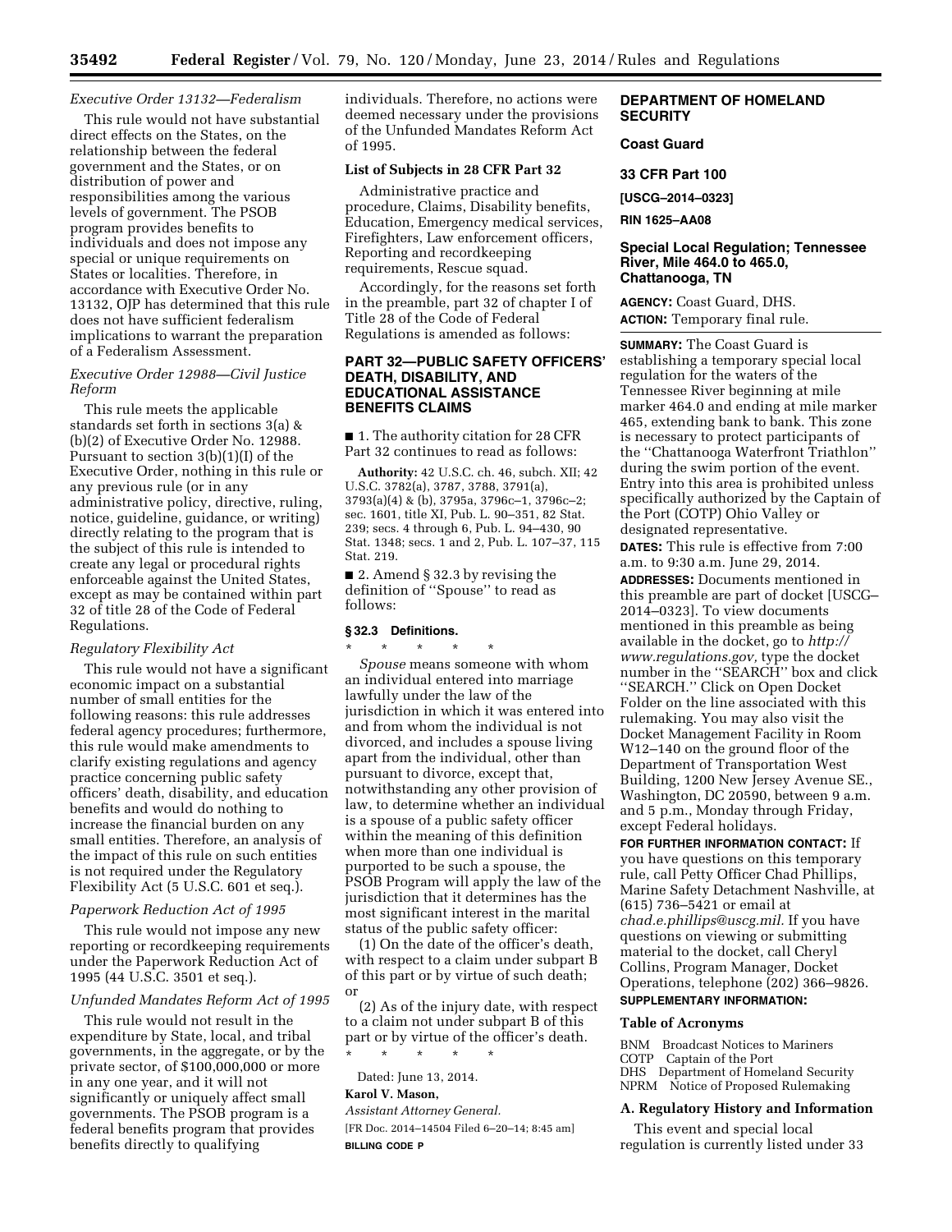*Executive Order 13132—Federalism*

This rule would not have substantial direct effects on the States, on the relationship between the federal government and the States, or on distribution of power and responsibilities among the various levels of government. The PSOB program provides benefits to individuals and does not impose any special or unique requirements on States or localities. Therefore, in accordance with Executive Order No. 13132, OJP has determined that this rule does not have sufficient federalism implications to warrant the preparation of a Federalism Assessment.

*Executive Order 12988—Civil Justice Reform*

This rule meets the applicable standards set forth in sections 3(a) & (b)(2) of Executive Order No. 12988. Pursuant to section 3(b)(1)(I) of the Executive Order, nothing in this rule or any previous rule (or in any administrative policy, directive, ruling, notice, guideline, guidance, or writing) directly relating to the program that is the subject of this rule is intended to create any legal or procedural rights enforceable against the United States, except as may be contained within part 32 of title 28 of the Code of Federal Regulations.

*Regulatory Flexibility Act*

This rule would not have a significant economic impact on a substantial number of small entities for the following reasons: this rule addresses federal agency procedures; furthermore, this rule would make amendments to clarify existing regulations and agency practice concerning public safety officers' death, disability, and education benefits and would do nothing to increase the financial burden on any small entities. Therefore, an analysis of the impact of this rule on such entities is not required under the Regulatory Flexibility Act (5 U.S.C. 601 et seq.).

*Paperwork Reduction Act of 1995*

This rule would not impose any new reporting or recordkeeping requirements under the Paperwork Reduction Act of 1995 (44 U.S.C. 3501 et seq.).

*Unfunded Mandates Reform Act of 1995*

This rule would not result in the expenditure by State, local, and tribal governments, in the aggregate, or by the private sector, of $100,000,000 or more in any one year, and it will not significantly or uniquely affect small governments. The PSOB program is a federal benefits program that provides benefits directly to qualifying individuals. Therefore, no actions were deemed necessary under the provisions of the Unfunded Mandates Reform Act of 1995.

**List of Subjects in 28 CFR Part 32**

Administrative practice and procedure, Claims, Disability benefits, Education, Emergency medical services, Firefighters, Law enforcement officers, Reporting and recordkeeping requirements, Rescue squad.

Accordingly, for the reasons set forth in the preamble, part 32 of chapter I of Title 28 of the Code of Federal Regulations is amended as follows:

**PART 32—PUBLIC SAFETY OFFICERS' DEATH, DISABILITY, AND EDUCATIONAL ASSISTANCE BENEFITS CLAIMS**

■ 1. The authority citation for 28 CFR Part 32 continues to read as follows:

**Authority:** 42 U.S.C. ch. 46, subch. XII; 42 U.S.C. 3782(a), 3787, 3788, 3791(a), 3793(a)(4) & (b), 3795a, 3796c–1, 3796c–2; sec. 1601, title XI, Pub. L. 90–351, 82 Stat. 239; secs. 4 through 6, Pub. L. 94–430, 90 Stat. 1348; secs. 1 and 2, Pub. L. 107–37, 115 Stat. 219.

■ 2. Amend § 32.3 by revising the definition of "Spouse" to read as follows:

**§ 32.3 Definitions.**

\* \* \* \* \*

*Spouse* means someone with whom an individual entered into marriage lawfully under the law of the jurisdiction in which it was entered into and from whom the individual is not divorced, and includes a spouse living apart from the individual, other than pursuant to divorce, except that, notwithstanding any other provision of law, to determine whether an individual is a spouse of a public safety officer within the meaning of this definition when more than one individual is purported to be such a spouse, the PSOB Program will apply the law of the jurisdiction that it determines has the most significant interest in the marital status of the public safety officer:

(1) On the date of the officer's death, with respect to a claim under subpart B of this part or by virtue of such death; or

(2) As of the injury date, with respect to a claim not under subpart B of this part or by virtue of the officer's death.

\* \* \* \* \*

Dated: June 13, 2014.

**Karol V. Mason,**

*Assistant Attorney General.*

[FR Doc. 2014–14504 Filed 6–20–14; 8:45 am]

**BILLING CODE P**

**DEPARTMENT OF HOMELAND SECURITY**

**Coast Guard**

**33 CFR Part 100**

**[USCG–2014–0323]**

**RIN 1625–AA08**

**Special Local Regulation; Tennessee River, Mile 464.0 to 465.0, Chattanooga, TN**

**AGENCY:** Coast Guard, DHS.

**ACTION:** Temporary final rule.

**SUMMARY:** The Coast Guard is establishing a temporary special local regulation for the waters of the Tennessee River beginning at mile marker 464.0 and ending at mile marker 465, extending bank to bank. This zone is necessary to protect participants of the "Chattanooga Waterfront Triathlon" during the swim portion of the event. Entry into this area is prohibited unless specifically authorized by the Captain of the Port (COTP) Ohio Valley or designated representative.

**DATES:** This rule is effective from 7:00 a.m. to 9:30 a.m. June 29, 2014.

**ADDRESSES:** Documents mentioned in this preamble are part of docket [USCG–2014–0323]. To view documents mentioned in this preamble as being available in the docket, go to *http://www.regulations.gov,* type the docket number in the "SEARCH" box and click "SEARCH." Click on Open Docket Folder on the line associated with this rulemaking. You may also visit the Docket Management Facility in Room W12–140 on the ground floor of the Department of Transportation West Building, 1200 New Jersey Avenue SE., Washington, DC 20590, between 9 a.m. and 5 p.m., Monday through Friday, except Federal holidays.

**FOR FURTHER INFORMATION CONTACT:** If you have questions on this temporary rule, call Petty Officer Chad Phillips, Marine Safety Detachment Nashville, at (615) 736–5421 or email at *chad.e.phillips@uscg.mil.* If you have questions on viewing or submitting material to the docket, call Cheryl Collins, Program Manager, Docket Operations, telephone (202) 366–9826.

**SUPPLEMENTARY INFORMATION:**

**Table of Acronyms**

BNM Broadcast Notices to Mariners
COTP Captain of the Port
DHS Department of Homeland Security
NPRM Notice of Proposed Rulemaking

**A. Regulatory History and Information**

This event and special local regulation is currently listed under 33